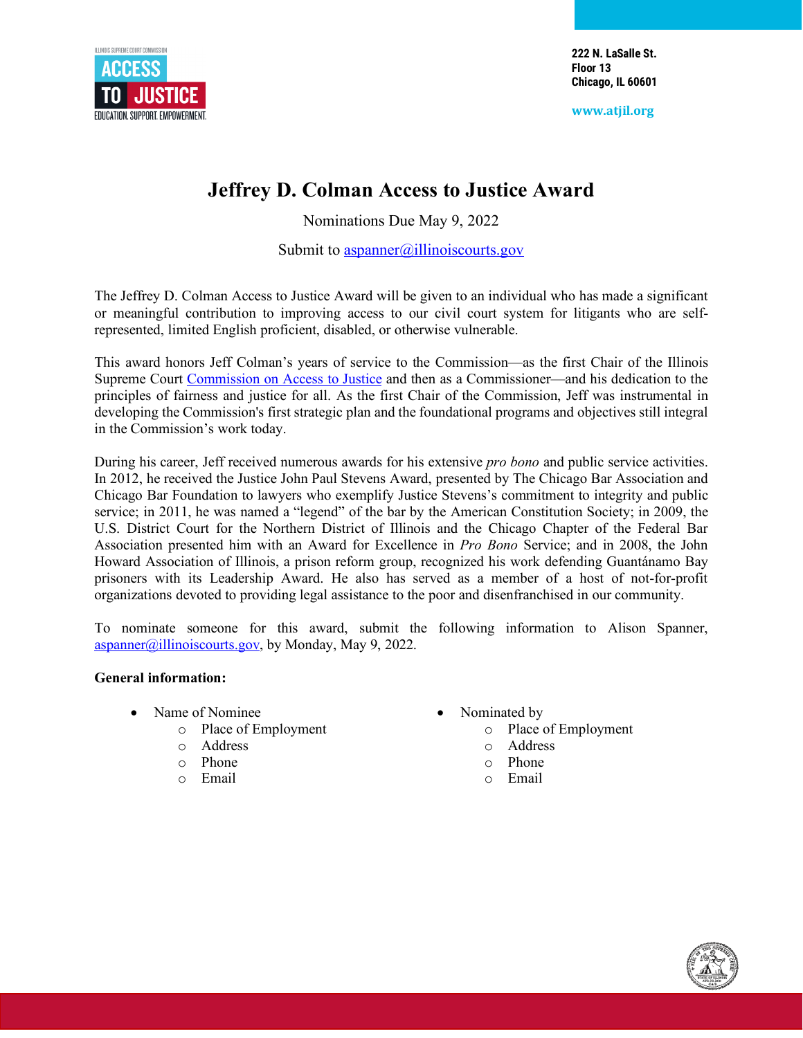ILLINOIS SUPREME COURT COMMISSION
ACCESS TO JUSTICE
EDUCATION. SUPPORT. EMPOWERMENT.

222 N. LaSalle St.
Floor 13
Chicago, IL 60601

www.atjil.org

# Jeffrey D. Colman Access to Justice Award

Nominations Due May 9, 2022

Submit to aspanner@illinoiscourts.gov

The Jeffrey D. Colman Access to Justice Award will be given to an individual who has made a significant or meaningful contribution to improving access to our civil court system for litigants who are self-represented, limited English proficient, disabled, or otherwise vulnerable.

This award honors Jeff Colman's years of service to the Commission—as the first Chair of the Illinois Supreme Court Commission on Access to Justice and then as a Commissioner—and his dedication to the principles of fairness and justice for all. As the first Chair of the Commission, Jeff was instrumental in developing the Commission's first strategic plan and the foundational programs and objectives still integral in the Commission's work today.

During his career, Jeff received numerous awards for his extensive *pro bono* and public service activities. In 2012, he received the Justice John Paul Stevens Award, presented by The Chicago Bar Association and Chicago Bar Foundation to lawyers who exemplify Justice Stevens's commitment to integrity and public service; in 2011, he was named a "legend" of the bar by the American Constitution Society; in 2009, the U.S. District Court for the Northern District of Illinois and the Chicago Chapter of the Federal Bar Association presented him with an Award for Excellence in *Pro Bono* Service; and in 2008, the John Howard Association of Illinois, a prison reform group, recognized his work defending Guantánamo Bay prisoners with its Leadership Award. He also has served as a member of a host of not-for-profit organizations devoted to providing legal assistance to the poor and disenfranchised in our community.

To nominate someone for this award, submit the following information to Alison Spanner, aspanner@illinoiscourts.gov, by Monday, May 9, 2022.

**General information:**

- Name of Nominee
  - Place of Employment
  - Address
  - Phone
  - Email
- Nominated by
  - Place of Employment
  - Address
  - Phone
  - Email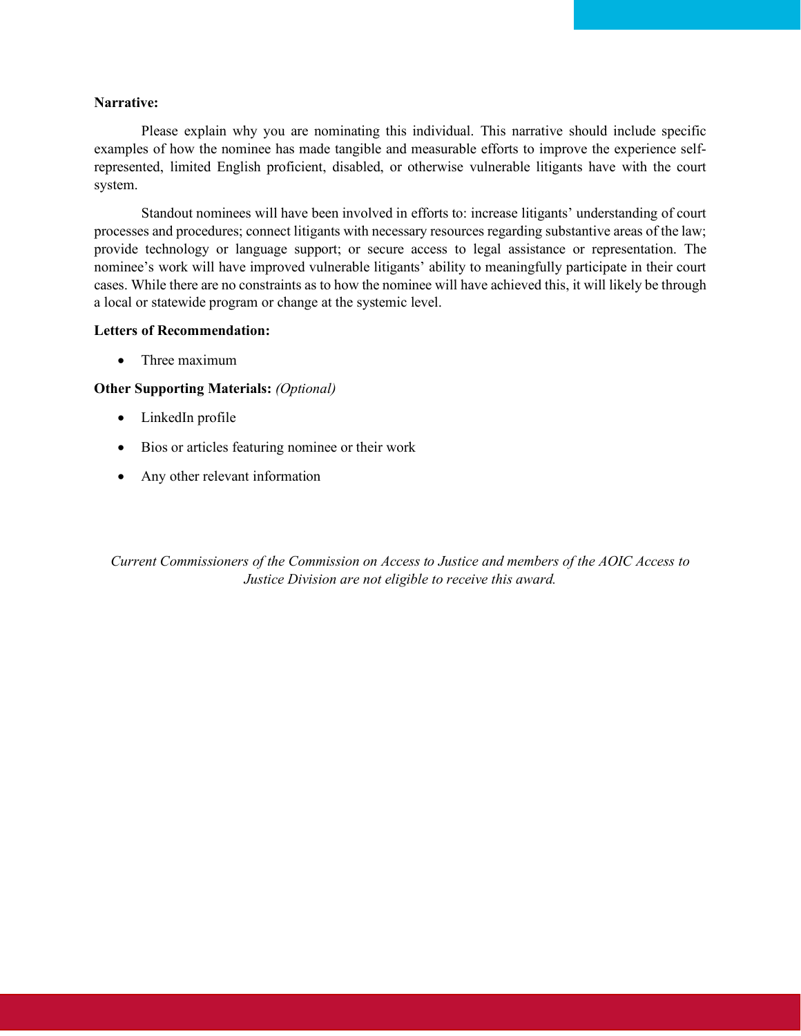**Narrative:**

Please explain why you are nominating this individual. This narrative should include specific examples of how the nominee has made tangible and measurable efforts to improve the experience self-represented, limited English proficient, disabled, or otherwise vulnerable litigants have with the court system.

Standout nominees will have been involved in efforts to: increase litigants' understanding of court processes and procedures; connect litigants with necessary resources regarding substantive areas of the law; provide technology or language support; or secure access to legal assistance or representation. The nominee's work will have improved vulnerable litigants' ability to meaningfully participate in their court cases. While there are no constraints as to how the nominee will have achieved this, it will likely be through a local or statewide program or change at the systemic level.

**Letters of Recommendation:**

- Three maximum

**Other Supporting Materials:** *(Optional)*

- LinkedIn profile
- Bios or articles featuring nominee or their work
- Any other relevant information

*Current Commissioners of the Commission on Access to Justice and members of the AOIC Access to Justice Division are not eligible to receive this award.*